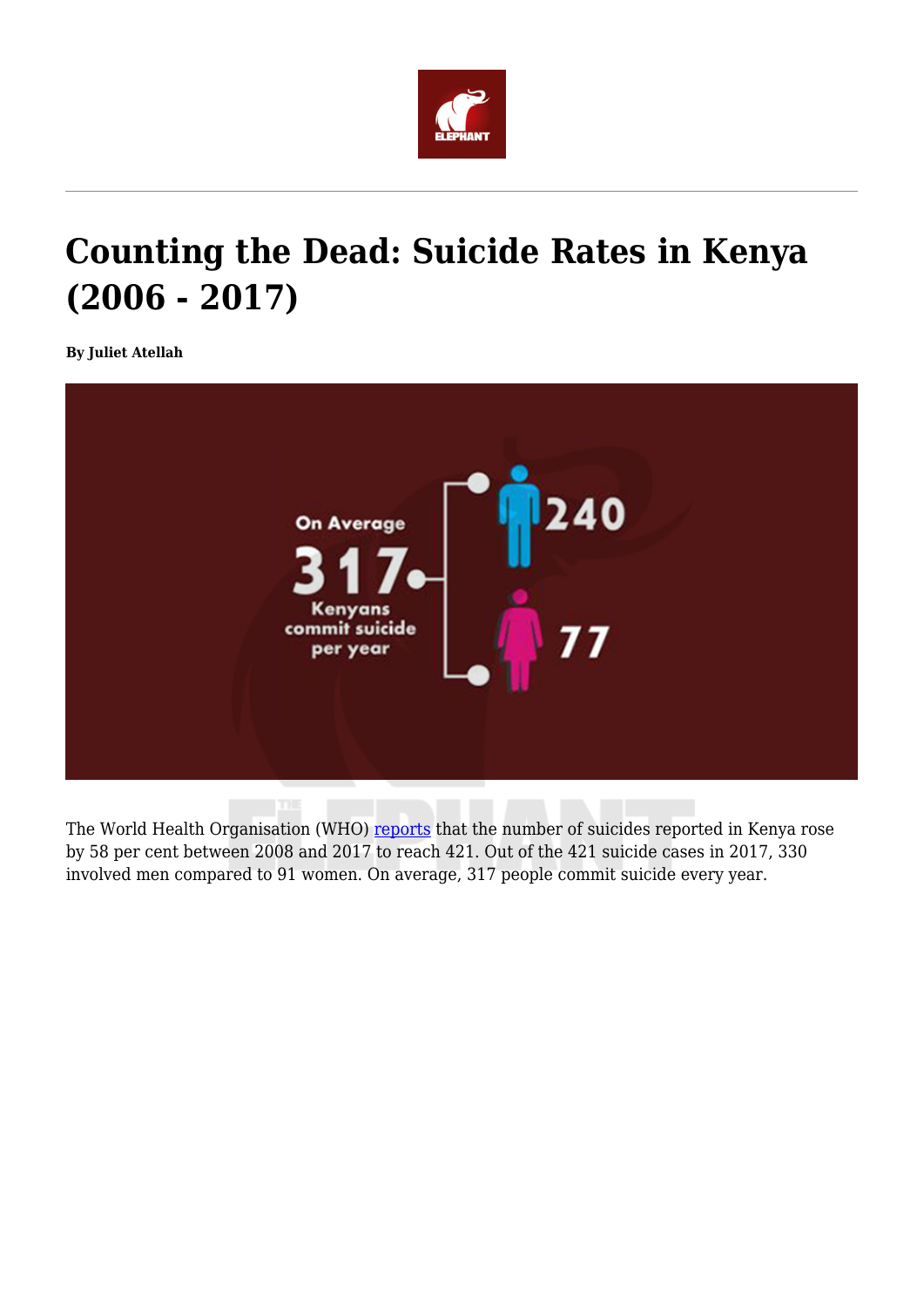# Counting the Dead: Suicide Rates in Kenya (2006 - 2017)

**By Juliet Atellah**

On Average
317
Kenyans commit suicide per year

240

77

The World Health Organisation (WHO) reports that the number of suicides reported in Kenya rose by 58 per cent between 2008 and 2017 to reach 421. Out of the 421 suicide cases in 2017, 330 involved men compared to 91 women. On average, 317 people commit suicide every year.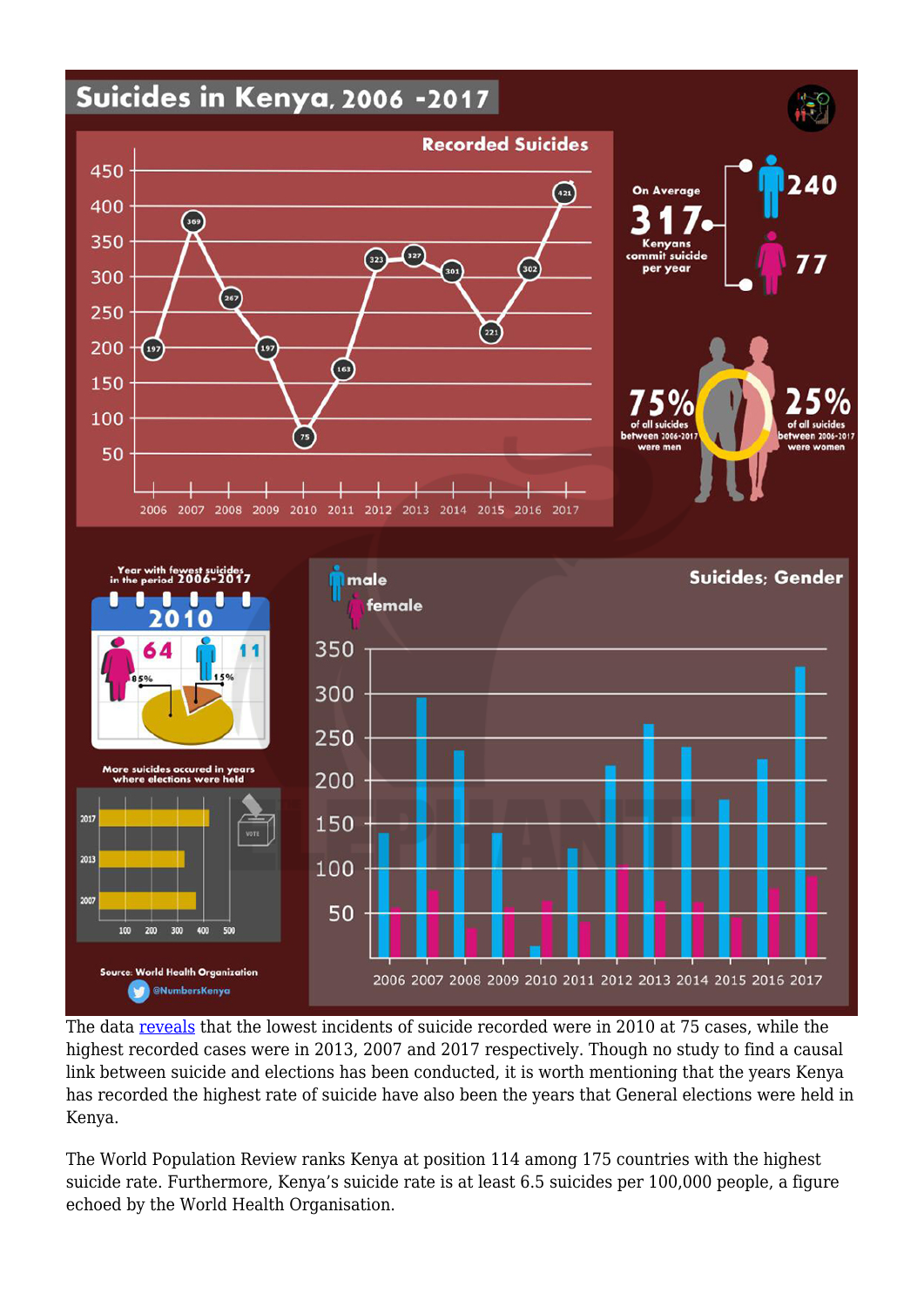# Suicides in Kenya, 2006 -2017

**Recorded Suicides**

| Year | Recorded Suicides |
|---|---|
| 2006 | 197 |
| 2007 | 369 |
| 2008 | 267 |
| 2009 | 197 |
| 2010 | 75 |
| 2011 | 163 |
| 2012 | 323 |
| 2013 | 327 |
| 2014 | 301 |
| 2015 | 221 |
| 2016 | 302 |
| 2017 | 421 |

On Average **317** Kenyans commit suicide per year — **240** (male), **77** (female)

**75%** of all suicides between 2006-2017 were men

**25%** of all suicides between 2006-2017 were women

Year with fewest suicides in the period 2006-2017: **2010** — 64 (85%), 11 (15%)

More suicides occured in years where elections were held: 2017, 2013, 2007

**Suicides; Gender** (male, female)

Source: World Health Organization

@NumbersKenya

The data reveals that the lowest incidents of suicide recorded were in 2010 at 75 cases, while the highest recorded cases were in 2013, 2007 and 2017 respectively. Though no study to find a causal link between suicide and elections has been conducted, it is worth mentioning that the years Kenya has recorded the highest rate of suicide have also been the years that General elections were held in Kenya.

The World Population Review ranks Kenya at position 114 among 175 countries with the highest suicide rate. Furthermore, Kenya's suicide rate is at least 6.5 suicides per 100,000 people, a figure echoed by the World Health Organisation.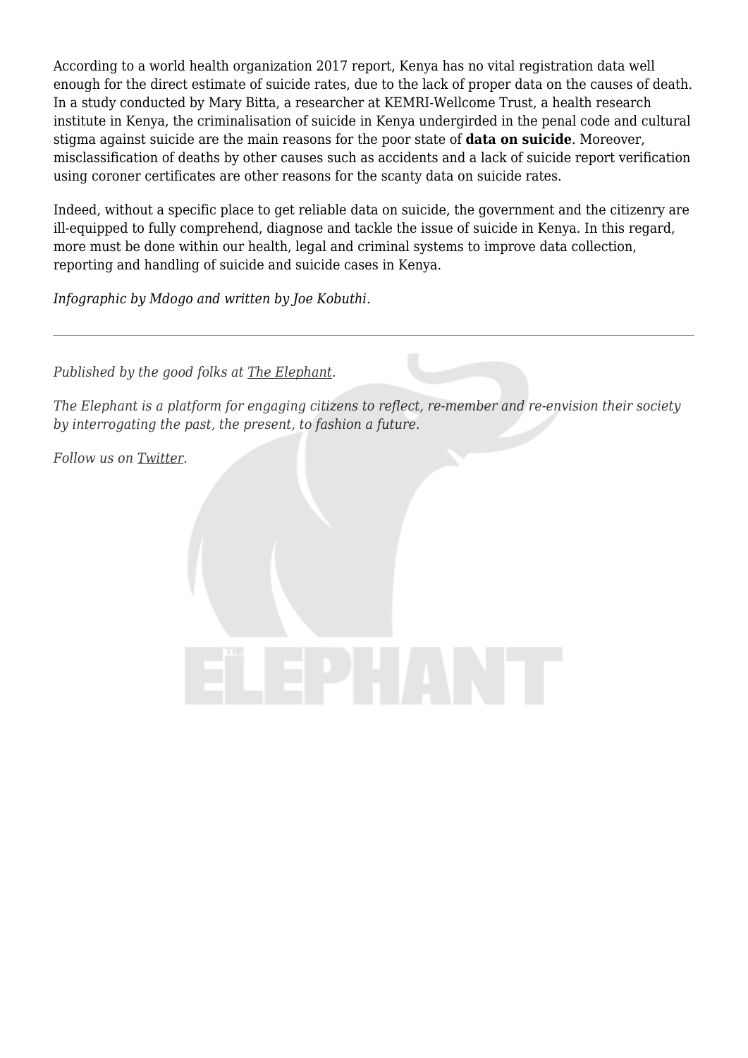According to a world health organization 2017 report, Kenya has no vital registration data well enough for the direct estimate of suicide rates, due to the lack of proper data on the causes of death. In a study conducted by Mary Bitta, a researcher at KEMRI-Wellcome Trust, a health research institute in Kenya, the criminalisation of suicide in Kenya undergirded in the penal code and cultural stigma against suicide are the main reasons for the poor state of **data on suicide**. Moreover, misclassification of deaths by other causes such as accidents and a lack of suicide report verification using coroner certificates are other reasons for the scanty data on suicide rates.

Indeed, without a specific place to get reliable data on suicide, the government and the citizenry are ill-equipped to fully comprehend, diagnose and tackle the issue of suicide in Kenya. In this regard, more must be done within our health, legal and criminal systems to improve data collection, reporting and handling of suicide and suicide cases in Kenya.

*Infographic by Mdogo and written by Joe Kobuthi.*

---

*Published by the good folks at The Elephant.*

*The Elephant is a platform for engaging citizens to reflect, re-member and re-envision their society by interrogating the past, the present, to fashion a future.*

*Follow us on Twitter.*